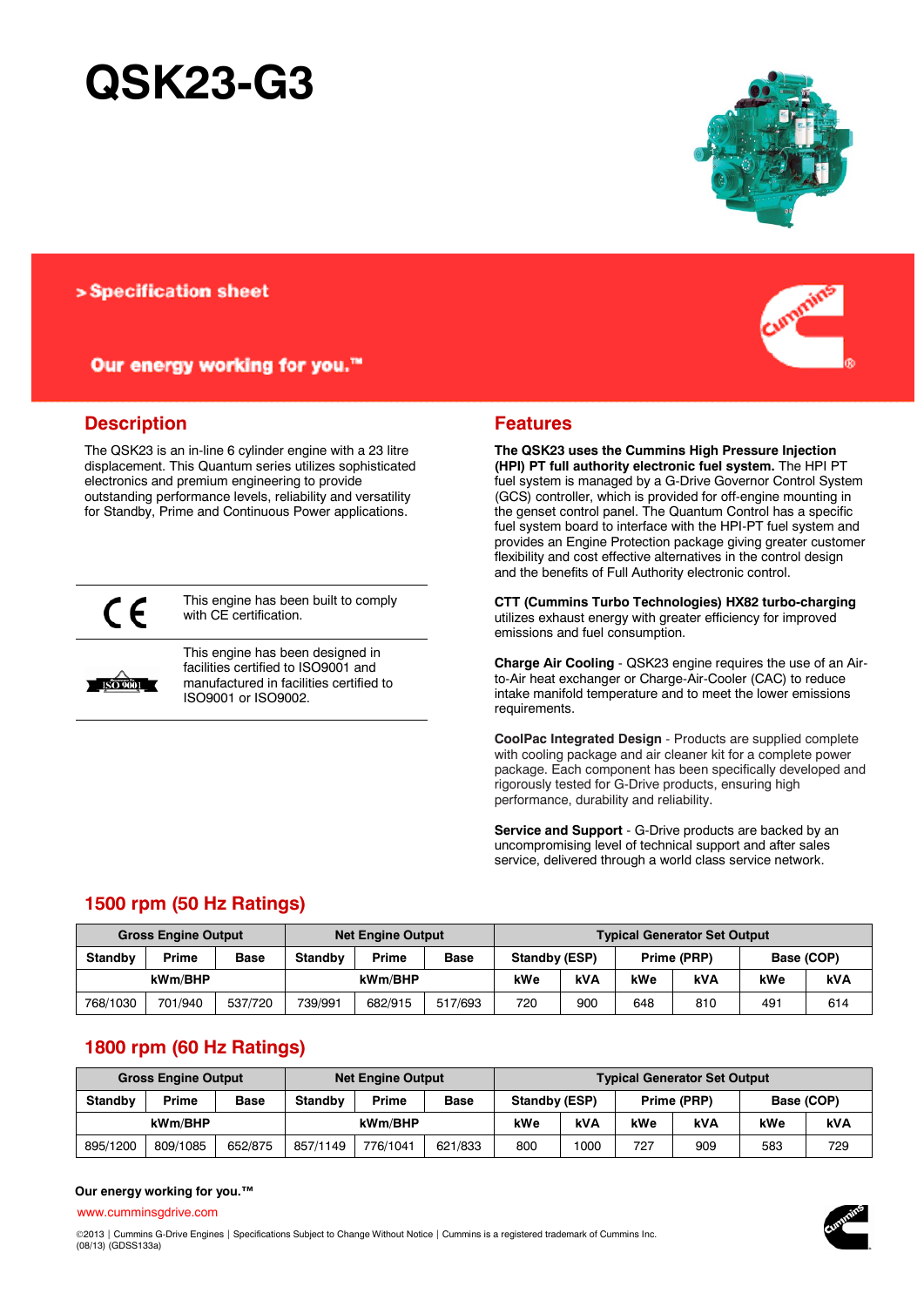# QSK23-G3

> Specification sheet

Our energy working for you.™

## Description

The QSK23 is an in-line 6 cylinder engine with a 23 litre displacement. This Quantum series utilizes sophisticated electronics and premium engineering to provide outstanding performance levels, reliability and versatility for Standby, Prime and Continuous Power applications.

| | |
|---|---|
| CE | This engine has been built to comply with CE certification. |
| ISO 9001 | This engine has been designed in facilities certified to ISO9001 and manufactured in facilities certified to ISO9001 or ISO9002. |

## Features

**The QSK23 uses the Cummins High Pressure Injection (HPI) PT full authority electronic fuel system.** The HPI PT fuel system is managed by a G-Drive Governor Control System (GCS) controller, which is provided for off-engine mounting in the genset control panel. The Quantum Control has a specific fuel system board to interface with the HPI-PT fuel system and provides an Engine Protection package giving greater customer flexibility and cost effective alternatives in the control design and the benefits of Full Authority electronic control.

**CTT (Cummins Turbo Technologies) HX82 turbo-charging** utilizes exhaust energy with greater efficiency for improved emissions and fuel consumption.

**Charge Air Cooling** - QSK23 engine requires the use of an Air-to-Air heat exchanger or Charge-Air-Cooler (CAC) to reduce intake manifold temperature and to meet the lower emissions requirements.

**CoolPac Integrated Design** - Products are supplied complete with cooling package and air cleaner kit for a complete power package. Each component has been specifically developed and rigorously tested for G-Drive products, ensuring high performance, durability and reliability.

**Service and Support** - G-Drive products are backed by an uncompromising level of technical support and after sales service, delivered through a world class service network.

## 1500 rpm (50 Hz Ratings)

| Gross Engine Output | | | Net Engine Output | | | Typical Generator Set Output | | | | | |
|---|---|---|---|---|---|---|---|---|---|---|---|
| Standby | Prime | Base | Standby | Prime | Base | Standby (ESP) | | Prime (PRP) | | Base (COP) | |
| kWm/BHP | | | kWm/BHP | | | kWe | kVA | kWe | kVA | kWe | kVA |
| 768/1030 | 701/940 | 537/720 | 739/991 | 682/915 | 517/693 | 720 | 900 | 648 | 810 | 491 | 614 |

## 1800 rpm (60 Hz Ratings)

| Gross Engine Output | | | Net Engine Output | | | Typical Generator Set Output | | | | | |
|---|---|---|---|---|---|---|---|---|---|---|---|
| Standby | Prime | Base | Standby | Prime | Base | Standby (ESP) | | Prime (PRP) | | Base (COP) | |
| kWm/BHP | | | kWm/BHP | | | kWe | kVA | kWe | kVA | kWe | kVA |
| 895/1200 | 809/1085 | 652/875 | 857/1149 | 776/1041 | 621/833 | 800 | 1000 | 727 | 909 | 583 | 729 |

**Our energy working for you.™**

www.cumminsgdrive.com

©2013 | Cummins G-Drive Engines | Specifications Subject to Change Without Notice | Cummins is a registered trademark of Cummins Inc.
(08/13) (GDSS133a)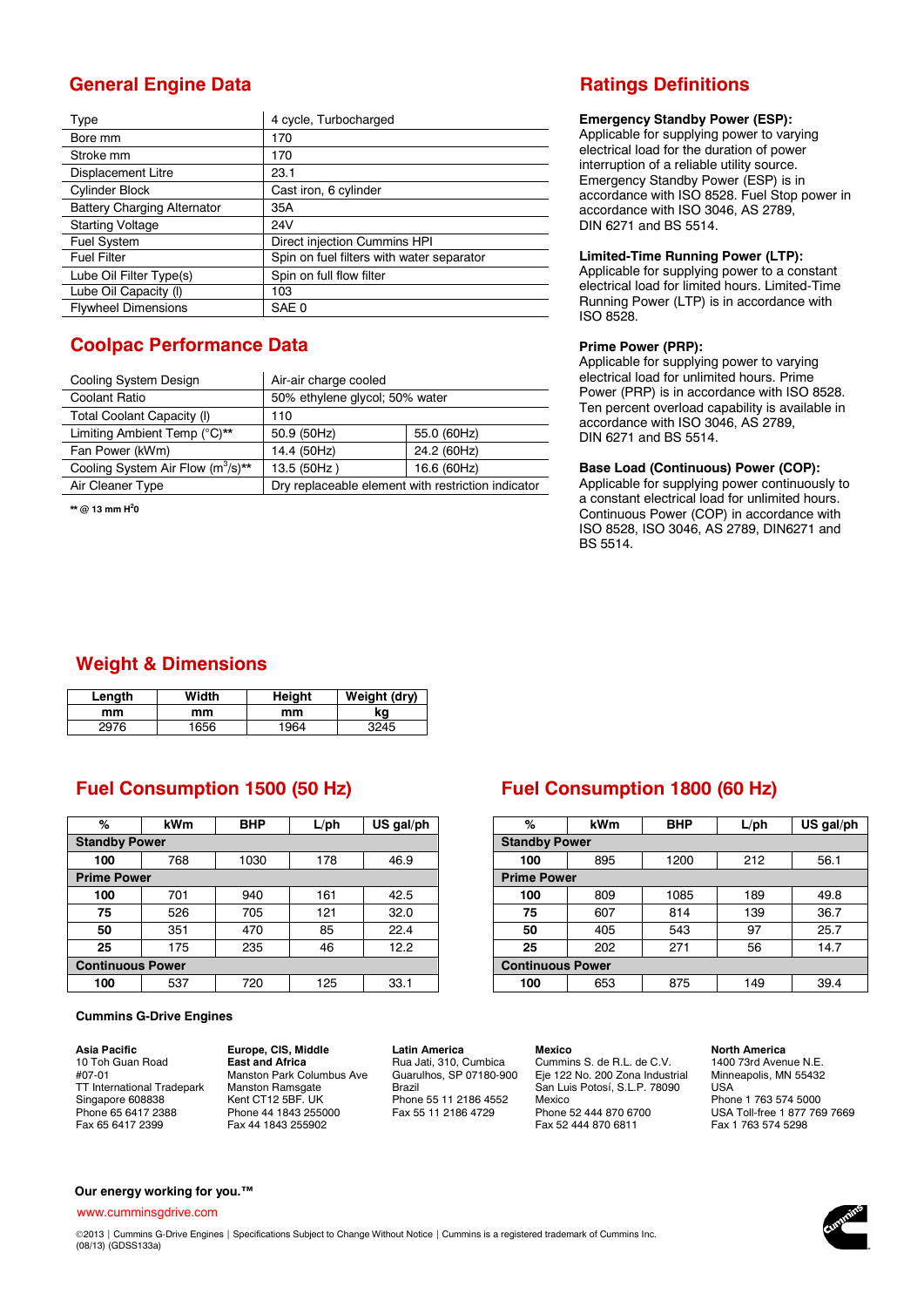## General Engine Data

| | |
|---|---|
| Type | 4 cycle, Turbocharged |
| Bore mm | 170 |
| Stroke mm | 170 |
| Displacement Litre | 23.1 |
| Cylinder Block | Cast iron, 6 cylinder |
| Battery Charging Alternator | 35A |
| Starting Voltage | 24V |
| Fuel System | Direct injection Cummins HPI |
| Fuel Filter | Spin on fuel filters with water separator |
| Lube Oil Filter Type(s) | Spin on full flow filter |
| Lube Oil Capacity (l) | 103 |
| Flywheel Dimensions | SAE 0 |

## Coolpac Performance Data

| | | |
|---|---|---|
| Cooling System Design | Air-air charge cooled | |
| Coolant Ratio | 50% ethylene glycol; 50% water | |
| Total Coolant Capacity (l) | 110 | |
| Limiting Ambient Temp (°C)** | 50.9 (50Hz) | 55.0 (60Hz) |
| Fan Power (kWm) | 14.4 (50Hz) | 24.2 (60Hz) |
| Cooling System Air Flow ($m^3$/s)** | 13.5 (50Hz ) | 16.6 (60Hz) |
| Air Cleaner Type | Dry replaceable element with restriction indicator | |

** @ 13 mm $H^2 0$

## Ratings Definitions

**Emergency Standby Power (ESP):**
Applicable for supplying power to varying electrical load for the duration of power interruption of a reliable utility source. Emergency Standby Power (ESP) is in accordance with ISO 8528. Fuel Stop power in accordance with ISO 3046, AS 2789, DIN 6271 and BS 5514.

**Limited-Time Running Power (LTP):**
Applicable for supplying power to a constant electrical load for limited hours. Limited-Time Running Power (LTP) is in accordance with ISO 8528.

**Prime Power (PRP):**
Applicable for supplying power to varying electrical load for unlimited hours. Prime Power (PRP) is in accordance with ISO 8528. Ten percent overload capability is available in accordance with ISO 3046, AS 2789, DIN 6271 and BS 5514.

**Base Load (Continuous) Power (COP):**
Applicable for supplying power continuously to a constant electrical load for unlimited hours. Continuous Power (COP) in accordance with ISO 8528, ISO 3046, AS 2789, DIN6271 and BS 5514.

## Weight & Dimensions

| Length | Width | Height | Weight (dry) |
|---|---|---|---|
| mm | mm | mm | kg |
| 2976 | 1656 | 1964 | 3245 |

## Fuel Consumption 1500 (50 Hz)

| % | kWm | BHP | L/ph | US gal/ph |
|---|---|---|---|---|
| **Standby Power** | | | | |
| **100** | 768 | 1030 | 178 | 46.9 |
| **Prime Power** | | | | |
| **100** | 701 | 940 | 161 | 42.5 |
| **75** | 526 | 705 | 121 | 32.0 |
| **50** | 351 | 470 | 85 | 22.4 |
| **25** | 175 | 235 | 46 | 12.2 |
| **Continuous Power** | | | | |
| **100** | 537 | 720 | 125 | 33.1 |

## Fuel Consumption 1800 (60 Hz)

| % | kWm | BHP | L/ph | US gal/ph |
|---|---|---|---|---|
| **Standby Power** | | | | |
| **100** | 895 | 1200 | 212 | 56.1 |
| **Prime Power** | | | | |
| **100** | 809 | 1085 | 189 | 49.8 |
| **75** | 607 | 814 | 139 | 36.7 |
| **50** | 405 | 543 | 97 | 25.7 |
| **25** | 202 | 271 | 56 | 14.7 |
| **Continuous Power** | | | | |
| **100** | 653 | 875 | 149 | 39.4 |

**Cummins G-Drive Engines**

**Asia Pacific**
10 Toh Guan Road
#07-01
TT International Tradepark
Singapore 608838
Phone 65 6417 2388
Fax 65 6417 2399

**Europe, CIS, Middle East and Africa**
Manston Park Columbus Ave
Manston Ramsgate
Kent CT12 5BF. UK
Phone 44 1843 255000
Fax 44 1843 255902

**Latin America**
Rua Jati, 310, Cumbica
Guarulhos, SP 07180-900
Brazil
Phone 55 11 2186 4552
Fax 55 11 2186 4729

**Mexico**
Cummins S. de R.L. de C.V.
Eje 122 No. 200 Zona Industrial
San Luis Potosí, S.L.P. 78090
Mexico
Phone 52 444 870 6700
Fax 52 444 870 6811

**North America**
1400 73rd Avenue N.E.
Minneapolis, MN 55432
USA
Phone 1 763 574 5000
USA Toll-free 1 877 769 7669
Fax 1 763 574 5298

**Our energy working for you.™**

www.cumminsgdrive.com

©2013 | Cummins G-Drive Engines | Specifications Subject to Change Without Notice | Cummins is a registered trademark of Cummins Inc.
(08/13) (GDSS133a)